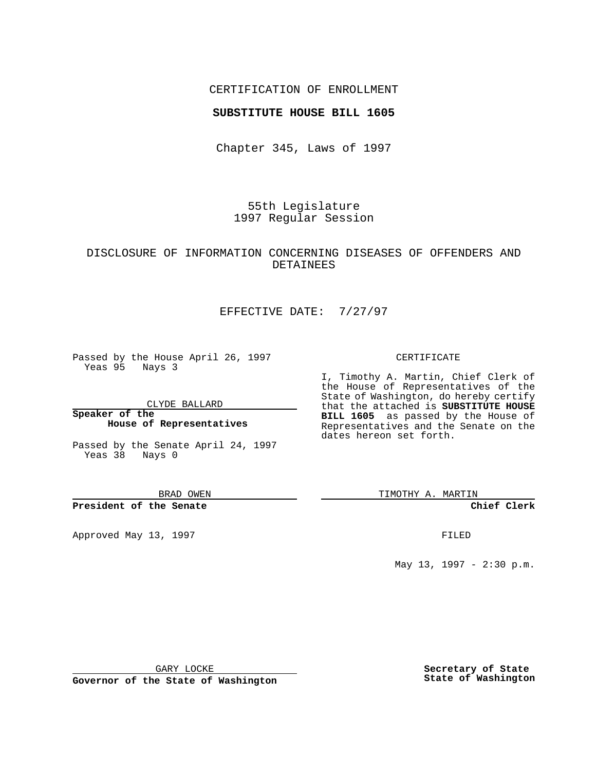CERTIFICATION OF ENROLLMENT

**SUBSTITUTE HOUSE BILL 1605**

Chapter 345, Laws of 1997

55th Legislature
1997 Regular Session

DISCLOSURE OF INFORMATION CONCERNING DISEASES OF OFFENDERS AND DETAINEES

EFFECTIVE DATE: 7/27/97

Passed by the House April 26, 1997
Yeas 95 Nays 3

CLYDE BALLARD

**Speaker of the House of Representatives**

Passed by the Senate April 24, 1997
Yeas 38 Nays 0

BRAD OWEN

**President of the Senate**

Approved May 13, 1997

GARY LOCKE

**Governor of the State of Washington**

CERTIFICATE

I, Timothy A. Martin, Chief Clerk of the House of Representatives of the State of Washington, do hereby certify that the attached is **SUBSTITUTE HOUSE BILL 1605** as passed by the House of Representatives and the Senate on the dates hereon set forth.

TIMOTHY A. MARTIN

**Chief Clerk**

FILED

May 13, 1997 - 2:30 p.m.

**Secretary of State State of Washington**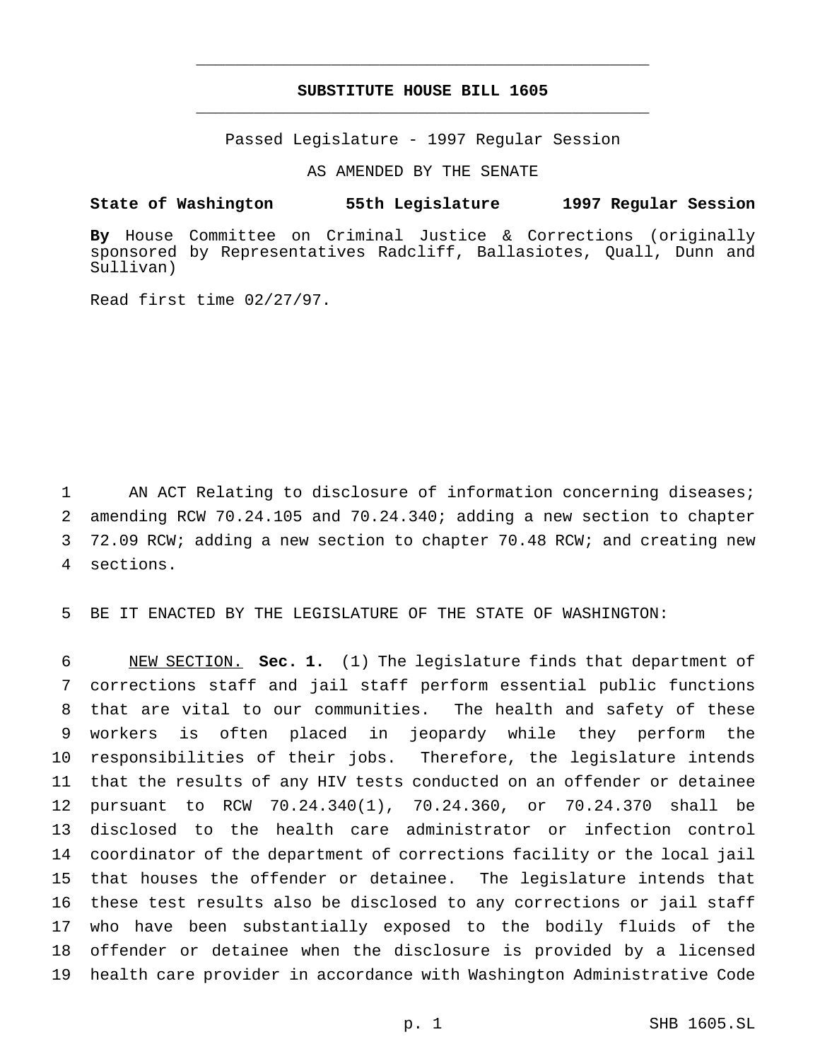# SUBSTITUTE HOUSE BILL 1605

Passed Legislature - 1997 Regular Session

AS AMENDED BY THE SENATE

**State of Washington 55th Legislature 1997 Regular Session**

**By** House Committee on Criminal Justice & Corrections (originally sponsored by Representatives Radcliff, Ballasiotes, Quall, Dunn and Sullivan)

Read first time 02/27/97.

AN ACT Relating to disclosure of information concerning diseases; amending RCW 70.24.105 and 70.24.340; adding a new section to chapter 72.09 RCW; adding a new section to chapter 70.48 RCW; and creating new sections.

BE IT ENACTED BY THE LEGISLATURE OF THE STATE OF WASHINGTON:

NEW SECTION. **Sec. 1.** (1) The legislature finds that department of corrections staff and jail staff perform essential public functions that are vital to our communities. The health and safety of these workers is often placed in jeopardy while they perform the responsibilities of their jobs. Therefore, the legislature intends that the results of any HIV tests conducted on an offender or detainee pursuant to RCW 70.24.340(1), 70.24.360, or 70.24.370 shall be disclosed to the health care administrator or infection control coordinator of the department of corrections facility or the local jail that houses the offender or detainee. The legislature intends that these test results also be disclosed to any corrections or jail staff who have been substantially exposed to the bodily fluids of the offender or detainee when the disclosure is provided by a licensed health care provider in accordance with Washington Administrative Code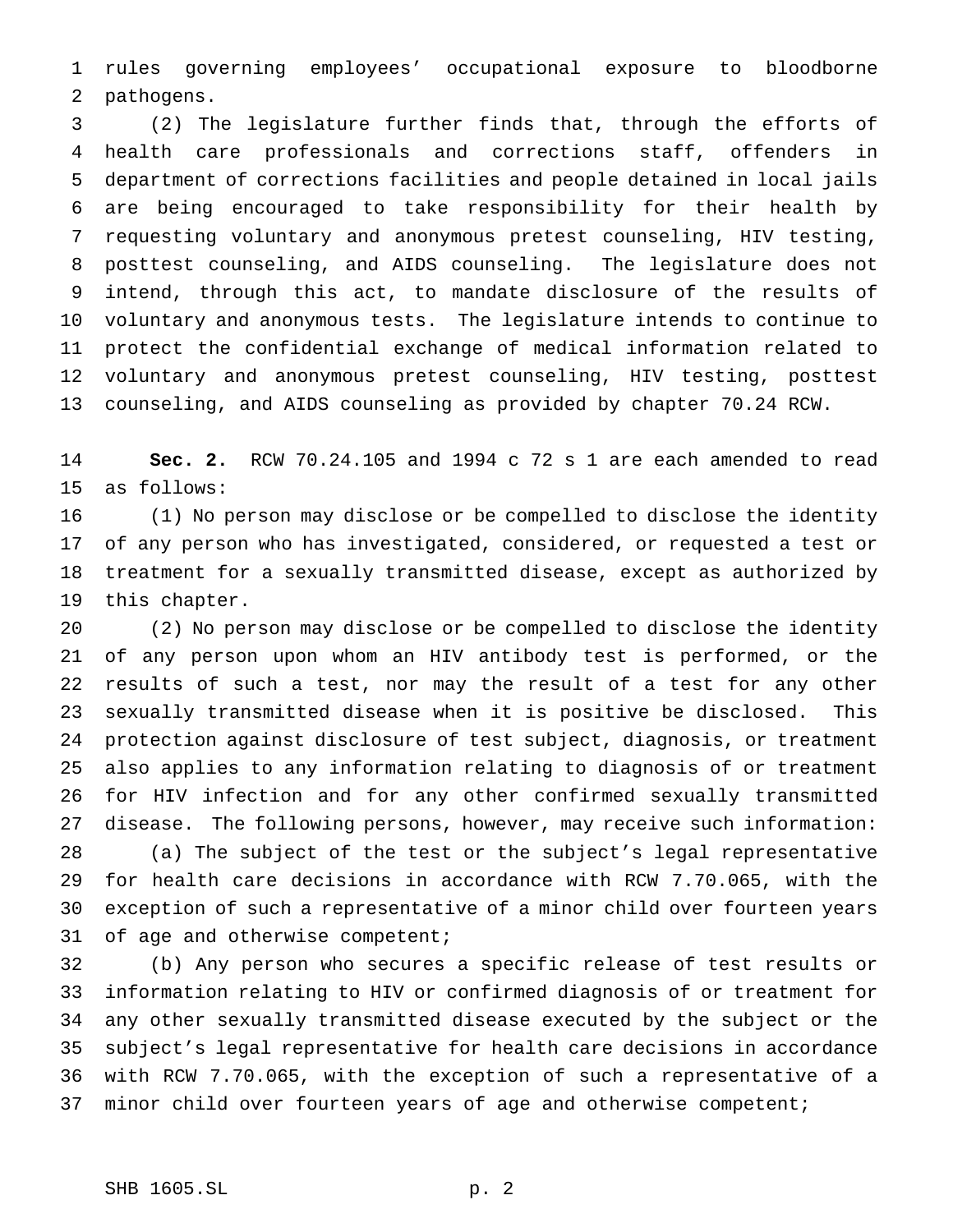rules governing employees' occupational exposure to bloodborne pathogens.

(2) The legislature further finds that, through the efforts of health care professionals and corrections staff, offenders in department of corrections facilities and people detained in local jails are being encouraged to take responsibility for their health by requesting voluntary and anonymous pretest counseling, HIV testing, posttest counseling, and AIDS counseling. The legislature does not intend, through this act, to mandate disclosure of the results of voluntary and anonymous tests. The legislature intends to continue to protect the confidential exchange of medical information related to voluntary and anonymous pretest counseling, HIV testing, posttest counseling, and AIDS counseling as provided by chapter 70.24 RCW.

**Sec. 2.** RCW 70.24.105 and 1994 c 72 s 1 are each amended to read as follows:

(1) No person may disclose or be compelled to disclose the identity of any person who has investigated, considered, or requested a test or treatment for a sexually transmitted disease, except as authorized by this chapter.

(2) No person may disclose or be compelled to disclose the identity of any person upon whom an HIV antibody test is performed, or the results of such a test, nor may the result of a test for any other sexually transmitted disease when it is positive be disclosed. This protection against disclosure of test subject, diagnosis, or treatment also applies to any information relating to diagnosis of or treatment for HIV infection and for any other confirmed sexually transmitted disease. The following persons, however, may receive such information:

(a) The subject of the test or the subject's legal representative for health care decisions in accordance with RCW 7.70.065, with the exception of such a representative of a minor child over fourteen years of age and otherwise competent;

(b) Any person who secures a specific release of test results or information relating to HIV or confirmed diagnosis of or treatment for any other sexually transmitted disease executed by the subject or the subject's legal representative for health care decisions in accordance with RCW 7.70.065, with the exception of such a representative of a minor child over fourteen years of age and otherwise competent;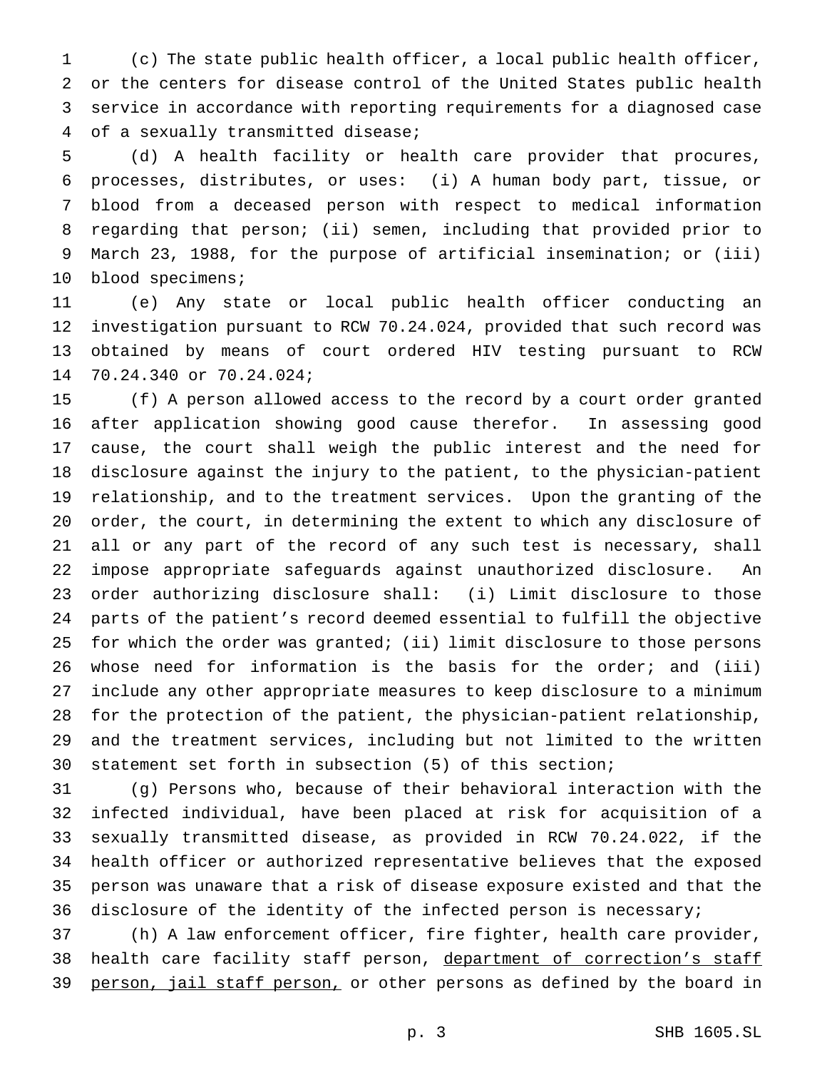(c) The state public health officer, a local public health officer, or the centers for disease control of the United States public health service in accordance with reporting requirements for a diagnosed case of a sexually transmitted disease;

(d) A health facility or health care provider that procures, processes, distributes, or uses: (i) A human body part, tissue, or blood from a deceased person with respect to medical information regarding that person; (ii) semen, including that provided prior to March 23, 1988, for the purpose of artificial insemination; or (iii) blood specimens;

(e) Any state or local public health officer conducting an investigation pursuant to RCW 70.24.024, provided that such record was obtained by means of court ordered HIV testing pursuant to RCW 70.24.340 or 70.24.024;

(f) A person allowed access to the record by a court order granted after application showing good cause therefor. In assessing good cause, the court shall weigh the public interest and the need for disclosure against the injury to the patient, to the physician-patient relationship, and to the treatment services. Upon the granting of the order, the court, in determining the extent to which any disclosure of all or any part of the record of any such test is necessary, shall impose appropriate safeguards against unauthorized disclosure. An order authorizing disclosure shall: (i) Limit disclosure to those parts of the patient's record deemed essential to fulfill the objective for which the order was granted; (ii) limit disclosure to those persons whose need for information is the basis for the order; and (iii) include any other appropriate measures to keep disclosure to a minimum for the protection of the patient, the physician-patient relationship, and the treatment services, including but not limited to the written statement set forth in subsection (5) of this section;

(g) Persons who, because of their behavioral interaction with the infected individual, have been placed at risk for acquisition of a sexually transmitted disease, as provided in RCW 70.24.022, if the health officer or authorized representative believes that the exposed person was unaware that a risk of disease exposure existed and that the disclosure of the identity of the infected person is necessary;

(h) A law enforcement officer, fire fighter, health care provider, health care facility staff person, <u>department of correction's staff person, jail staff person,</u> or other persons as defined by the board in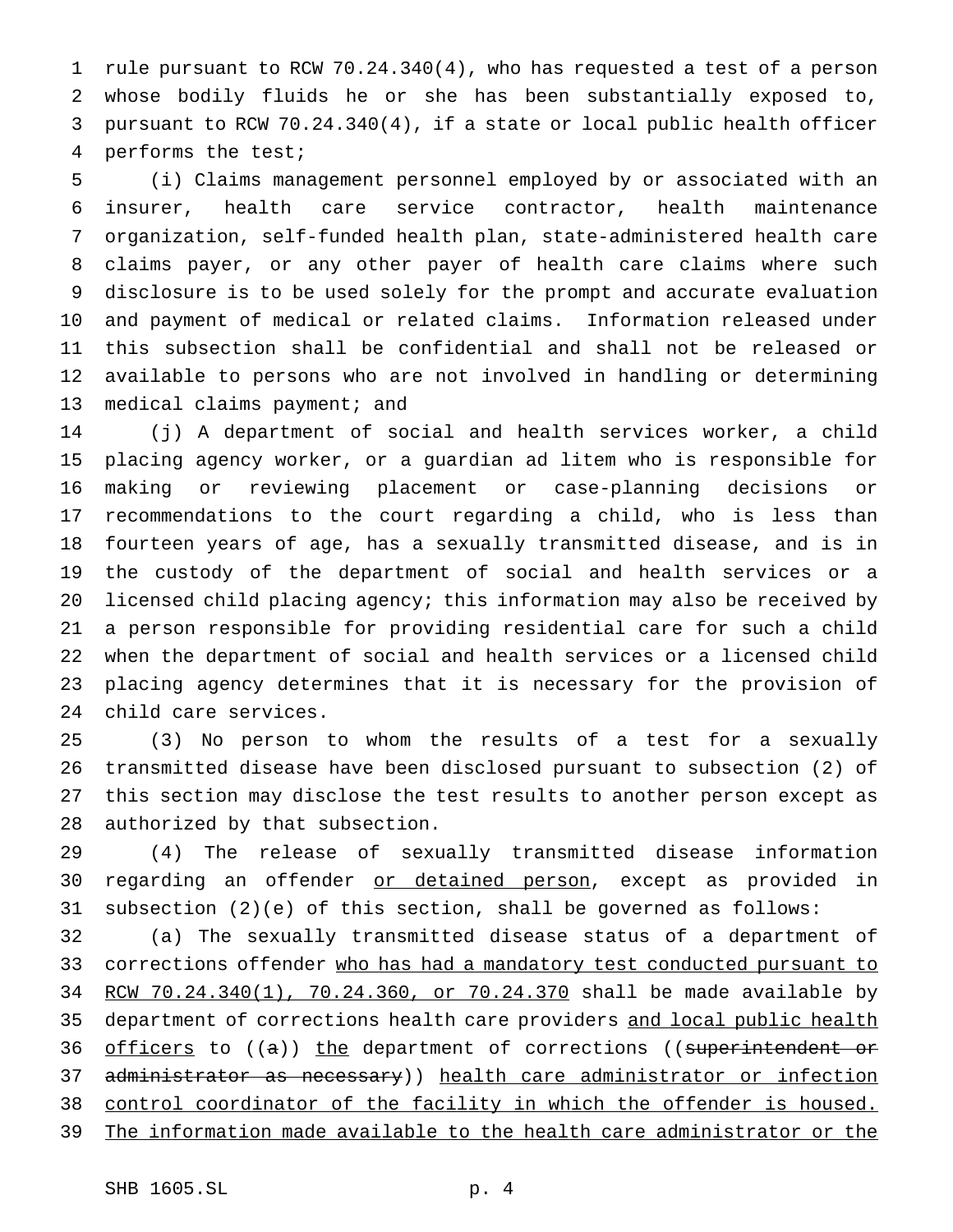rule pursuant to RCW 70.24.340(4), who has requested a test of a person whose bodily fluids he or she has been substantially exposed to, pursuant to RCW 70.24.340(4), if a state or local public health officer performs the test;

(i) Claims management personnel employed by or associated with an insurer, health care service contractor, health maintenance organization, self-funded health plan, state-administered health care claims payer, or any other payer of health care claims where such disclosure is to be used solely for the prompt and accurate evaluation and payment of medical or related claims. Information released under this subsection shall be confidential and shall not be released or available to persons who are not involved in handling or determining medical claims payment; and

(j) A department of social and health services worker, a child placing agency worker, or a guardian ad litem who is responsible for making or reviewing placement or case-planning decisions or recommendations to the court regarding a child, who is less than fourteen years of age, has a sexually transmitted disease, and is in the custody of the department of social and health services or a licensed child placing agency; this information may also be received by a person responsible for providing residential care for such a child when the department of social and health services or a licensed child placing agency determines that it is necessary for the provision of child care services.

(3) No person to whom the results of a test for a sexually transmitted disease have been disclosed pursuant to subsection (2) of this section may disclose the test results to another person except as authorized by that subsection.

(4) The release of sexually transmitted disease information regarding an offender or detained person, except as provided in subsection (2)(e) of this section, shall be governed as follows:

(a) The sexually transmitted disease status of a department of corrections offender who has had a mandatory test conducted pursuant to RCW 70.24.340(1), 70.24.360, or 70.24.370 shall be made available by department of corrections health care providers and local public health officers to ((a)) the department of corrections ((superintendent or administrator as necessary)) health care administrator or infection control coordinator of the facility in which the offender is housed. The information made available to the health care administrator or the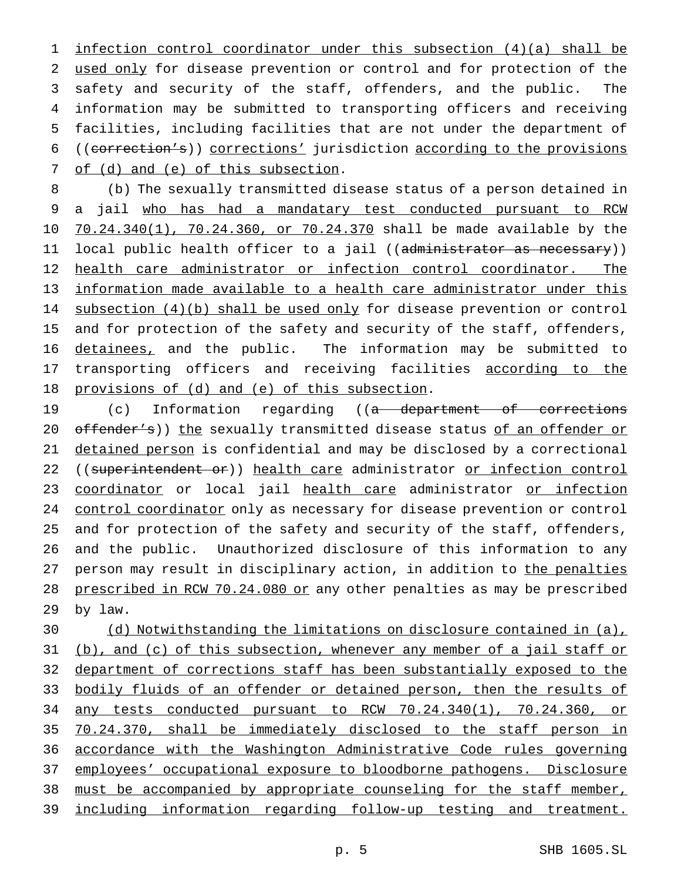infection control coordinator under this subsection (4)(a) shall be used only for disease prevention or control and for protection of the safety and security of the staff, offenders, and the public. The information may be submitted to transporting officers and receiving facilities, including facilities that are not under the department of ((~~correction's~~)) corrections' jurisdiction according to the provisions of (d) and (e) of this subsection.

(b) The sexually transmitted disease status of a person detained in a jail who has had a mandatary test conducted pursuant to RCW 70.24.340(1), 70.24.360, or 70.24.370 shall be made available by the local public health officer to a jail ((~~administrator as necessary~~)) health care administrator or infection control coordinator. The information made available to a health care administrator under this subsection (4)(b) shall be used only for disease prevention or control and for protection of the safety and security of the staff, offenders, detainees, and the public. The information may be submitted to transporting officers and receiving facilities according to the provisions of (d) and (e) of this subsection.

(c) Information regarding ((~~a department of corrections offender's~~)) the sexually transmitted disease status of an offender or detained person is confidential and may be disclosed by a correctional ((~~superintendent or~~)) health care administrator or infection control coordinator or local jail health care administrator or infection control coordinator only as necessary for disease prevention or control and for protection of the safety and security of the staff, offenders, and the public. Unauthorized disclosure of this information to any person may result in disciplinary action, in addition to the penalties prescribed in RCW 70.24.080 or any other penalties as may be prescribed by law.

(d) Notwithstanding the limitations on disclosure contained in (a), (b), and (c) of this subsection, whenever any member of a jail staff or department of corrections staff has been substantially exposed to the bodily fluids of an offender or detained person, then the results of any tests conducted pursuant to RCW 70.24.340(1), 70.24.360, or 70.24.370, shall be immediately disclosed to the staff person in accordance with the Washington Administrative Code rules governing employees' occupational exposure to bloodborne pathogens. Disclosure must be accompanied by appropriate counseling for the staff member, including information regarding follow-up testing and treatment.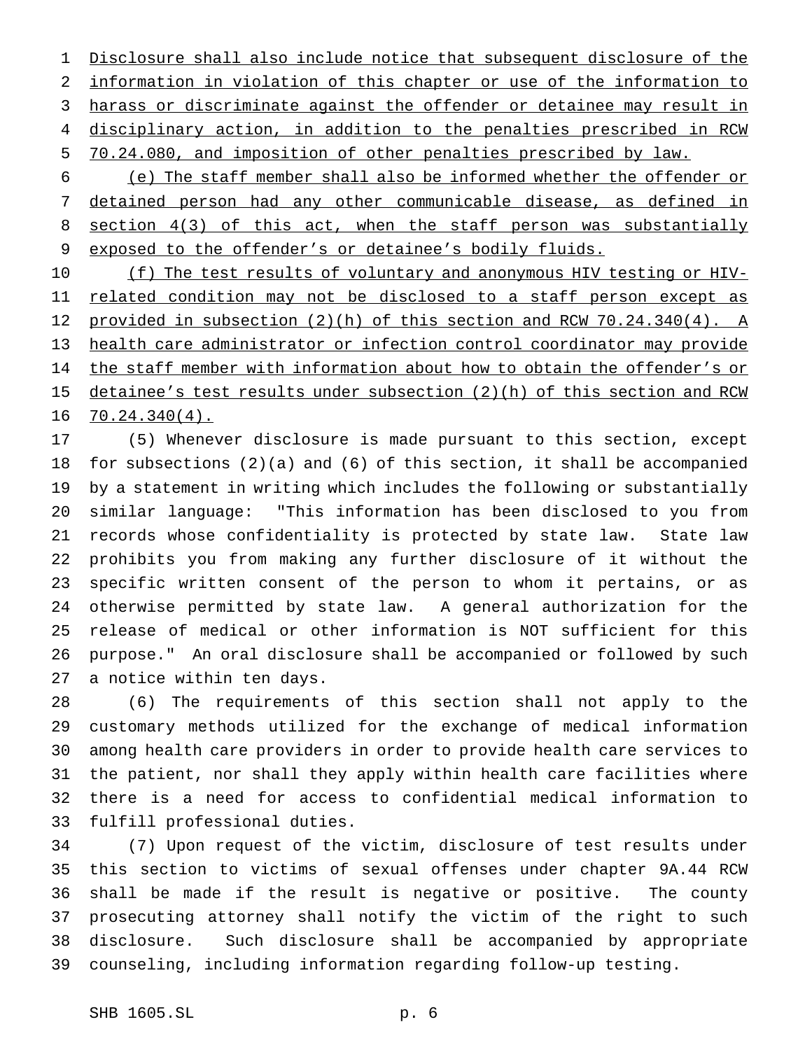Disclosure shall also include notice that subsequent disclosure of the information in violation of this chapter or use of the information to harass or discriminate against the offender or detainee may result in disciplinary action, in addition to the penalties prescribed in RCW 70.24.080, and imposition of other penalties prescribed by law.

(e) The staff member shall also be informed whether the offender or detained person had any other communicable disease, as defined in section 4(3) of this act, when the staff person was substantially exposed to the offender's or detainee's bodily fluids.

(f) The test results of voluntary and anonymous HIV testing or HIV-related condition may not be disclosed to a staff person except as provided in subsection (2)(h) of this section and RCW 70.24.340(4). A health care administrator or infection control coordinator may provide the staff member with information about how to obtain the offender's or detainee's test results under subsection (2)(h) of this section and RCW 70.24.340(4).

(5) Whenever disclosure is made pursuant to this section, except for subsections (2)(a) and (6) of this section, it shall be accompanied by a statement in writing which includes the following or substantially similar language: "This information has been disclosed to you from records whose confidentiality is protected by state law. State law prohibits you from making any further disclosure of it without the specific written consent of the person to whom it pertains, or as otherwise permitted by state law. A general authorization for the release of medical or other information is NOT sufficient for this purpose." An oral disclosure shall be accompanied or followed by such a notice within ten days.

(6) The requirements of this section shall not apply to the customary methods utilized for the exchange of medical information among health care providers in order to provide health care services to the patient, nor shall they apply within health care facilities where there is a need for access to confidential medical information to fulfill professional duties.

(7) Upon request of the victim, disclosure of test results under this section to victims of sexual offenses under chapter 9A.44 RCW shall be made if the result is negative or positive. The county prosecuting attorney shall notify the victim of the right to such disclosure. Such disclosure shall be accompanied by appropriate counseling, including information regarding follow-up testing.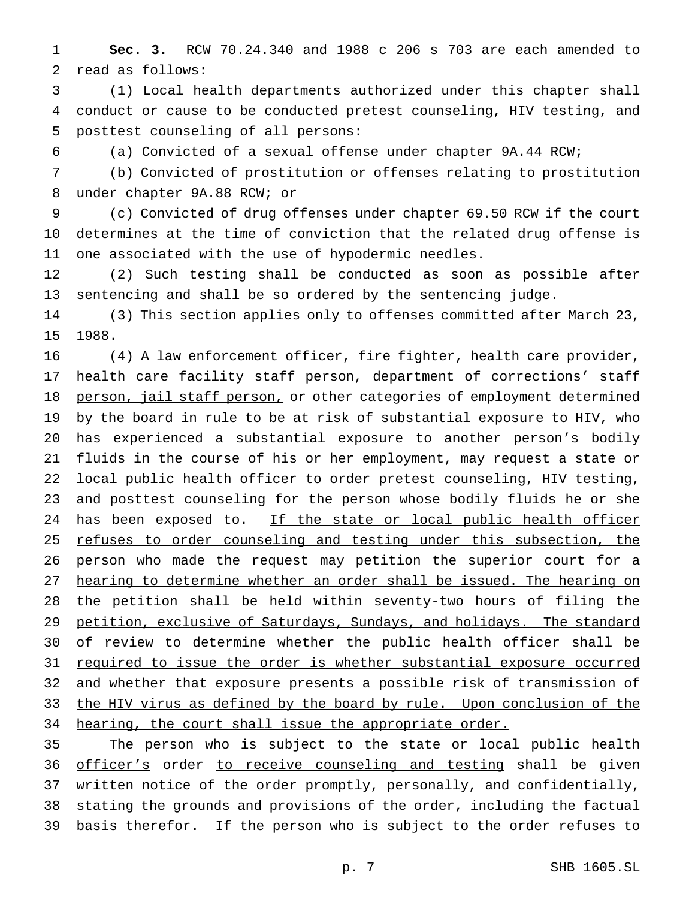**Sec. 3.** RCW 70.24.340 and 1988 c 206 s 703 are each amended to read as follows:

(1) Local health departments authorized under this chapter shall conduct or cause to be conducted pretest counseling, HIV testing, and posttest counseling of all persons:

(a) Convicted of a sexual offense under chapter 9A.44 RCW;

(b) Convicted of prostitution or offenses relating to prostitution under chapter 9A.88 RCW; or

(c) Convicted of drug offenses under chapter 69.50 RCW if the court determines at the time of conviction that the related drug offense is one associated with the use of hypodermic needles.

(2) Such testing shall be conducted as soon as possible after sentencing and shall be so ordered by the sentencing judge.

(3) This section applies only to offenses committed after March 23, 1988.

(4) A law enforcement officer, fire fighter, health care provider, health care facility staff person, department of corrections' staff person, jail staff person, or other categories of employment determined by the board in rule to be at risk of substantial exposure to HIV, who has experienced a substantial exposure to another person's bodily fluids in the course of his or her employment, may request a state or local public health officer to order pretest counseling, HIV testing, and posttest counseling for the person whose bodily fluids he or she has been exposed to. If the state or local public health officer refuses to order counseling and testing under this subsection, the person who made the request may petition the superior court for a hearing to determine whether an order shall be issued. The hearing on the petition shall be held within seventy-two hours of filing the petition, exclusive of Saturdays, Sundays, and holidays. The standard of review to determine whether the public health officer shall be required to issue the order is whether substantial exposure occurred and whether that exposure presents a possible risk of transmission of the HIV virus as defined by the board by rule. Upon conclusion of the hearing, the court shall issue the appropriate order.

The person who is subject to the state or local public health officer's order to receive counseling and testing shall be given written notice of the order promptly, personally, and confidentially, stating the grounds and provisions of the order, including the factual basis therefor. If the person who is subject to the order refuses to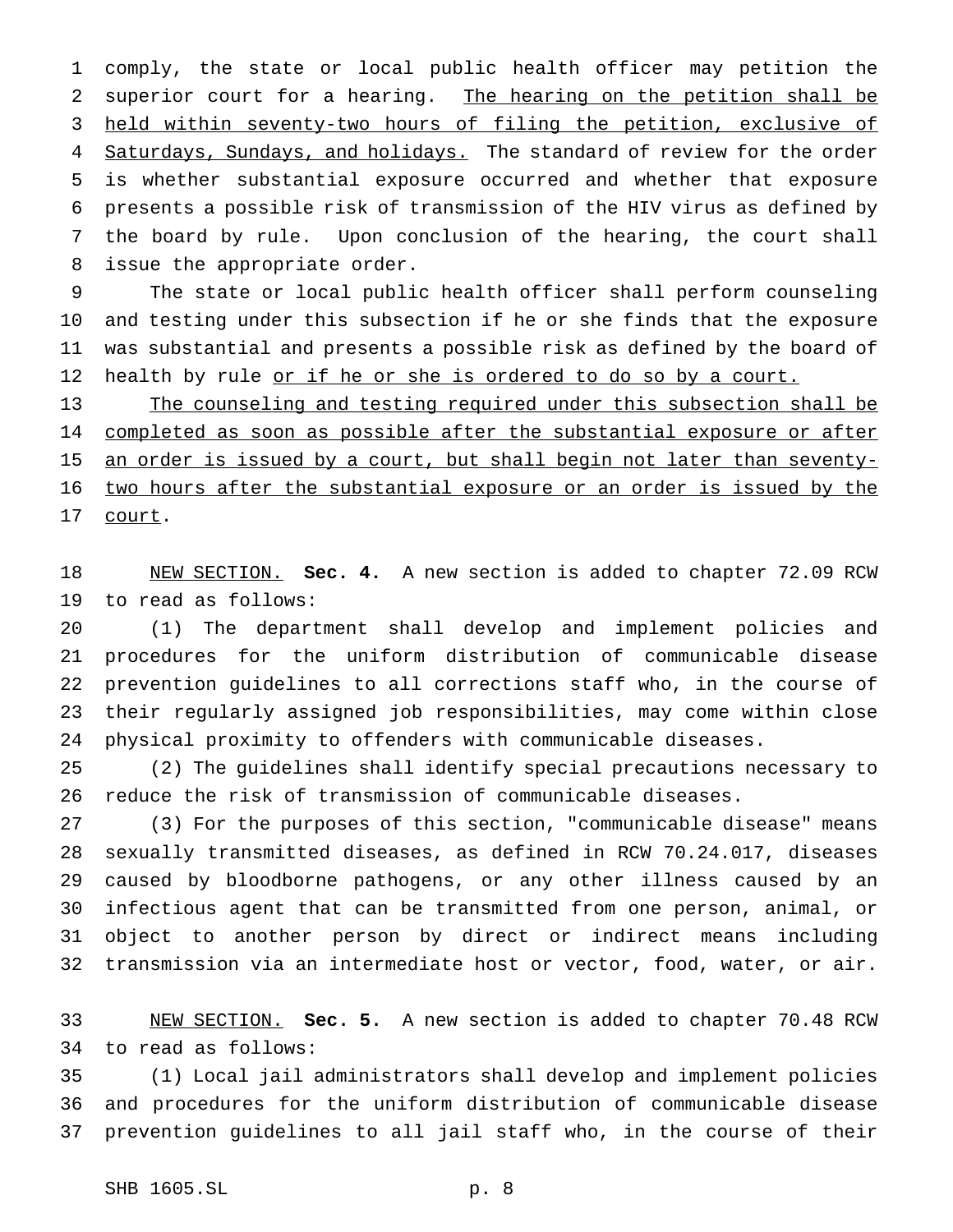comply, the state or local public health officer may petition the superior court for a hearing. <u>The hearing on the petition shall be held within seventy-two hours of filing the petition, exclusive of Saturdays, Sundays, and holidays.</u> The standard of review for the order is whether substantial exposure occurred and whether that exposure presents a possible risk of transmission of the HIV virus as defined by the board by rule. Upon conclusion of the hearing, the court shall issue the appropriate order.

The state or local public health officer shall perform counseling and testing under this subsection if he or she finds that the exposure was substantial and presents a possible risk as defined by the board of health by rule <u>or if he or she is ordered to do so by a court.</u>

<u>The counseling and testing required under this subsection shall be completed as soon as possible after the substantial exposure or after an order is issued by a court, but shall begin not later than seventy-two hours after the substantial exposure or an order is issued by the court</u>.

<u>NEW SECTION.</u> **Sec. 4.** A new section is added to chapter 72.09 RCW to read as follows:

(1) The department shall develop and implement policies and procedures for the uniform distribution of communicable disease prevention guidelines to all corrections staff who, in the course of their regularly assigned job responsibilities, may come within close physical proximity to offenders with communicable diseases.

(2) The guidelines shall identify special precautions necessary to reduce the risk of transmission of communicable diseases.

(3) For the purposes of this section, "communicable disease" means sexually transmitted diseases, as defined in RCW 70.24.017, diseases caused by bloodborne pathogens, or any other illness caused by an infectious agent that can be transmitted from one person, animal, or object to another person by direct or indirect means including transmission via an intermediate host or vector, food, water, or air.

<u>NEW SECTION.</u> **Sec. 5.** A new section is added to chapter 70.48 RCW to read as follows:

(1) Local jail administrators shall develop and implement policies and procedures for the uniform distribution of communicable disease prevention guidelines to all jail staff who, in the course of their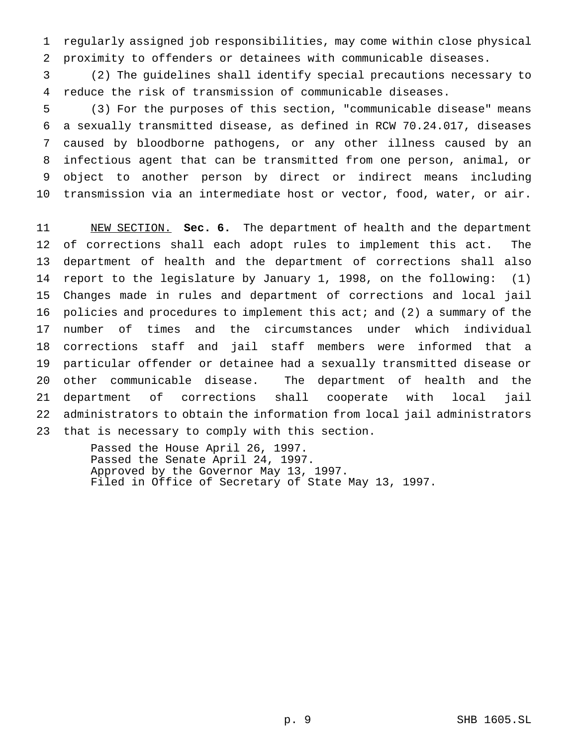regularly assigned job responsibilities, may come within close physical proximity to offenders or detainees with communicable diseases.

(2) The guidelines shall identify special precautions necessary to reduce the risk of transmission of communicable diseases.

(3) For the purposes of this section, "communicable disease" means a sexually transmitted disease, as defined in RCW 70.24.017, diseases caused by bloodborne pathogens, or any other illness caused by an infectious agent that can be transmitted from one person, animal, or object to another person by direct or indirect means including transmission via an intermediate host or vector, food, water, or air.

NEW SECTION. **Sec. 6.** The department of health and the department of corrections shall each adopt rules to implement this act. The department of health and the department of corrections shall also report to the legislature by January 1, 1998, on the following: (1) Changes made in rules and department of corrections and local jail policies and procedures to implement this act; and (2) a summary of the number of times and the circumstances under which individual corrections staff and jail staff members were informed that a particular offender or detainee had a sexually transmitted disease or other communicable disease. The department of health and the department of corrections shall cooperate with local jail administrators to obtain the information from local jail administrators that is necessary to comply with this section.

Passed the House April 26, 1997.
Passed the Senate April 24, 1997.
Approved by the Governor May 13, 1997.
Filed in Office of Secretary of State May 13, 1997.